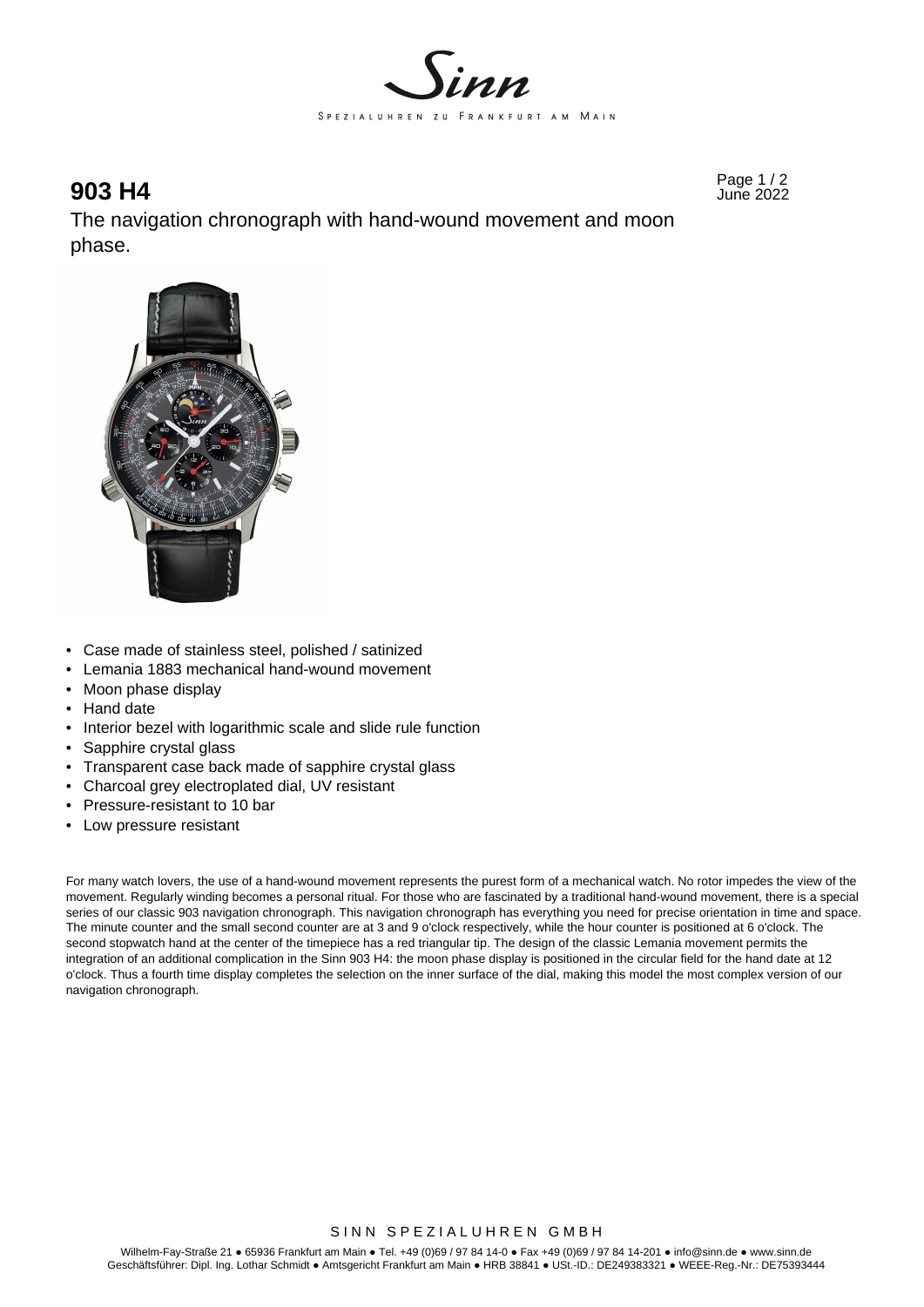Sinn

SPEZIALUHREN ZU FRANKFURT AM MAIN

# 903 H4

June 2022

The navigation chronograph with hand-wound movement and moon phase.

- Case made of stainless steel, polished / satinized
- Lemania 1883 mechanical hand-wound movement
- Moon phase display
- Hand date
- Interior bezel with logarithmic scale and slide rule function
- Sapphire crystal glass
- Transparent case back made of sapphire crystal glass
- Charcoal grey electroplated dial, UV resistant
- Pressure-resistant to 10 bar
- Low pressure resistant

For many watch lovers, the use of a hand-wound movement represents the purest form of a mechanical watch. No rotor impedes the view of the movement. Regularly winding becomes a personal ritual. For those who are fascinated by a traditional hand-wound movement, there is a special series of our classic 903 navigation chronograph. This navigation chronograph has everything you need for precise orientation in time and space. The minute counter and the small second counter are at 3 and 9 o'clock respectively, while the hour counter is positioned at 6 o'clock. The second stopwatch hand at the center of the timepiece has a red triangular tip. The design of the classic Lemania movement permits the integration of an additional complication in the Sinn 903 H4: the moon phase display is positioned in the circular field for the hand date at 12 o'clock. Thus a fourth time display completes the selection on the inner surface of the dial, making this model the most complex version of our navigation chronograph.

SINN SPEZIALUHREN GMBH

Wilhelm-Fay-Straße 21 ● 65936 Frankfurt am Main ● Tel. +49 (0)69 / 97 84 14-0 ● Fax +49 (0)69 / 97 84 14-201 ● info@sinn.de ● www.sinn.de
Geschäftsführer: Dipl. Ing. Lothar Schmidt ● Amtsgericht Frankfurt am Main ● HRB 38841 ● USt.-ID.: DE249383321 ● WEEE-Reg.-Nr.: DE75393444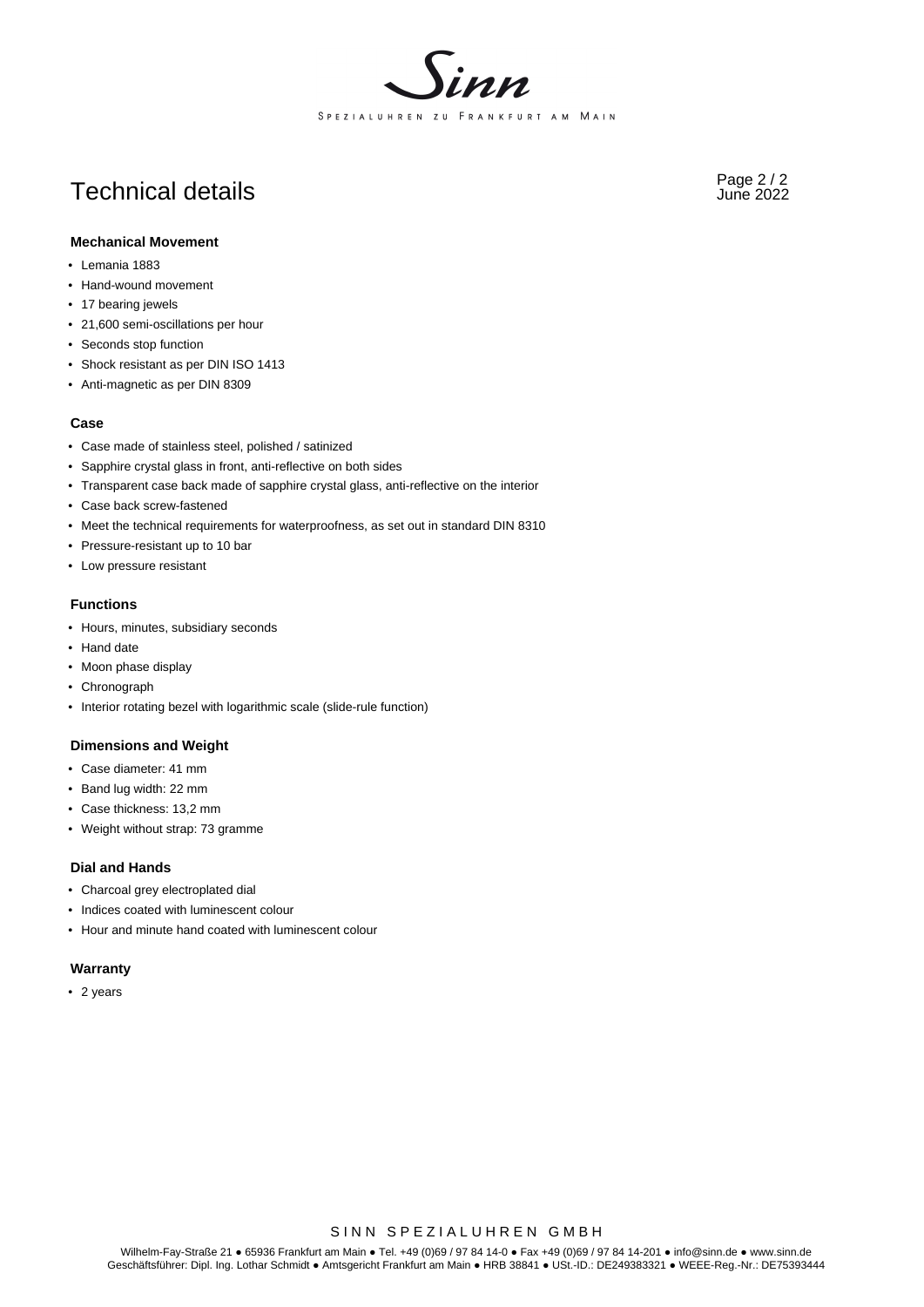# Technical details

June 2022

### Mechanical Movement

- Lemania 1883
- Hand-wound movement
- 17 bearing jewels
- 21,600 semi-oscillations per hour
- Seconds stop function
- Shock resistant as per DIN ISO 1413
- Anti-magnetic as per DIN 8309

### Case

- Case made of stainless steel, polished / satinized
- Sapphire crystal glass in front, anti-reflective on both sides
- Transparent case back made of sapphire crystal glass, anti-reflective on the interior
- Case back screw-fastened
- Meet the technical requirements for waterproofness, as set out in standard DIN 8310
- Pressure-resistant up to 10 bar
- Low pressure resistant

### Functions

- Hours, minutes, subsidiary seconds
- Hand date
- Moon phase display
- Chronograph
- Interior rotating bezel with logarithmic scale (slide-rule function)

### Dimensions and Weight

- Case diameter: 41 mm
- Band lug width: 22 mm
- Case thickness: 13,2 mm
- Weight without strap: 73 gramme

### Dial and Hands

- Charcoal grey electroplated dial
- Indices coated with luminescent colour
- Hour and minute hand coated with luminescent colour

### Warranty

- 2 years